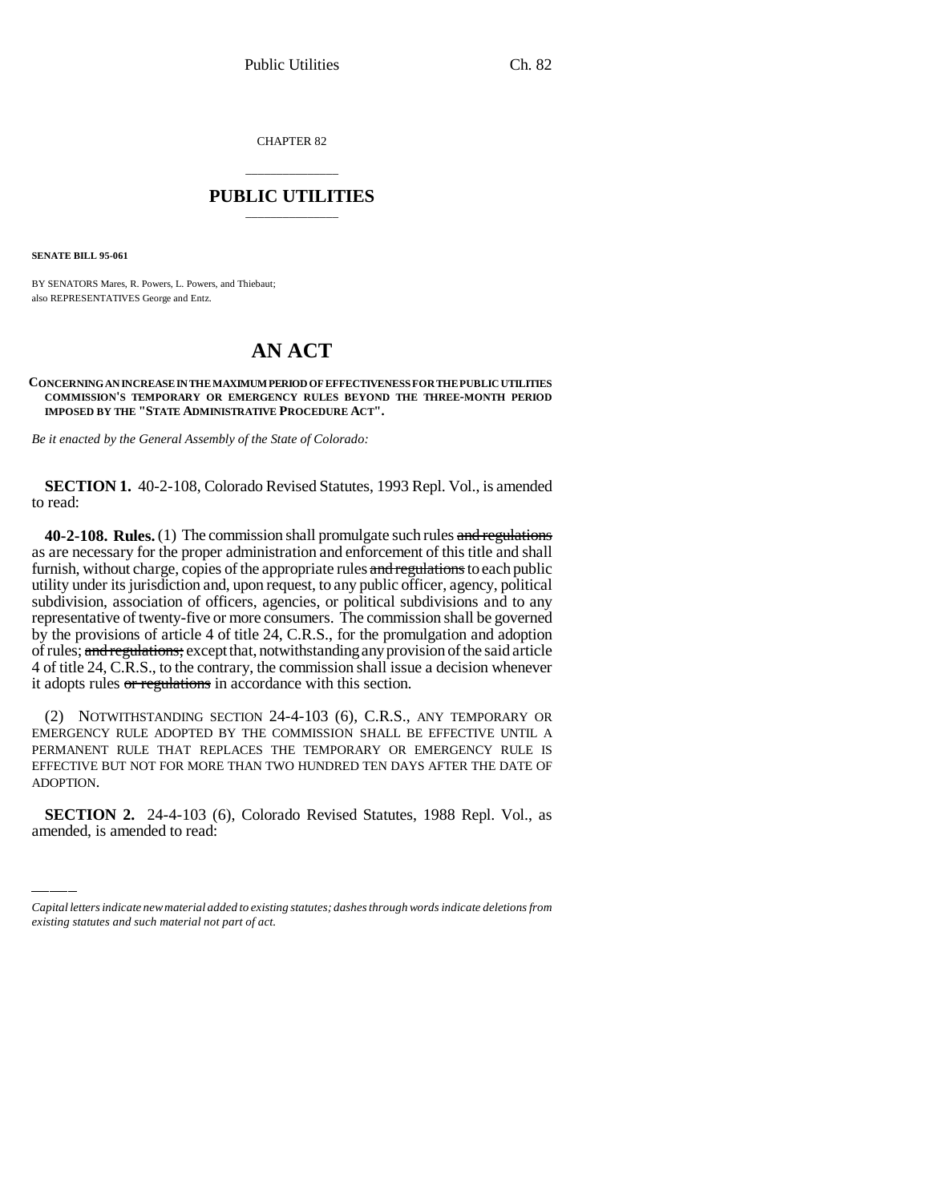CHAPTER 82

## PUBLIC UTILITIES

**SENATE BILL 95-061**

BY SENATORS Mares, R. Powers, L. Powers, and Thiebaut;
also REPRESENTATIVES George and Entz.

# AN ACT

**CONCERNING AN INCREASE IN THE MAXIMUM PERIOD OF EFFECTIVENESS FOR THE PUBLIC UTILITIES COMMISSION'S TEMPORARY OR EMERGENCY RULES BEYOND THE THREE-MONTH PERIOD IMPOSED BY THE "STATE ADMINISTRATIVE PROCEDURE ACT".**

*Be it enacted by the General Assembly of the State of Colorado:*

**SECTION 1.** 40-2-108, Colorado Revised Statutes, 1993 Repl. Vol., is amended to read:

**40-2-108. Rules.** (1) The commission shall promulgate such rules ~~and regulations~~ as are necessary for the proper administration and enforcement of this title and shall furnish, without charge, copies of the appropriate rules ~~and regulations~~ to each public utility under its jurisdiction and, upon request, to any public officer, agency, political subdivision, association of officers, agencies, or political subdivisions and to any representative of twenty-five or more consumers. The commission shall be governed by the provisions of article 4 of title 24, C.R.S., for the promulgation and adoption of rules; ~~and regulations;~~ except that, notwithstanding any provision of the said article 4 of title 24, C.R.S., to the contrary, the commission shall issue a decision whenever it adopts rules ~~or regulations~~ in accordance with this section.

(2) NOTWITHSTANDING SECTION 24-4-103 (6), C.R.S., ANY TEMPORARY OR EMERGENCY RULE ADOPTED BY THE COMMISSION SHALL BE EFFECTIVE UNTIL A PERMANENT RULE THAT REPLACES THE TEMPORARY OR EMERGENCY RULE IS EFFECTIVE BUT NOT FOR MORE THAN TWO HUNDRED TEN DAYS AFTER THE DATE OF ADOPTION.

**SECTION 2.** 24-4-103 (6), Colorado Revised Statutes, 1988 Repl. Vol., as amended, is amended to read:

---

*Capital letters indicate new material added to existing statutes; dashes through words indicate deletions from existing statutes and such material not part of act.*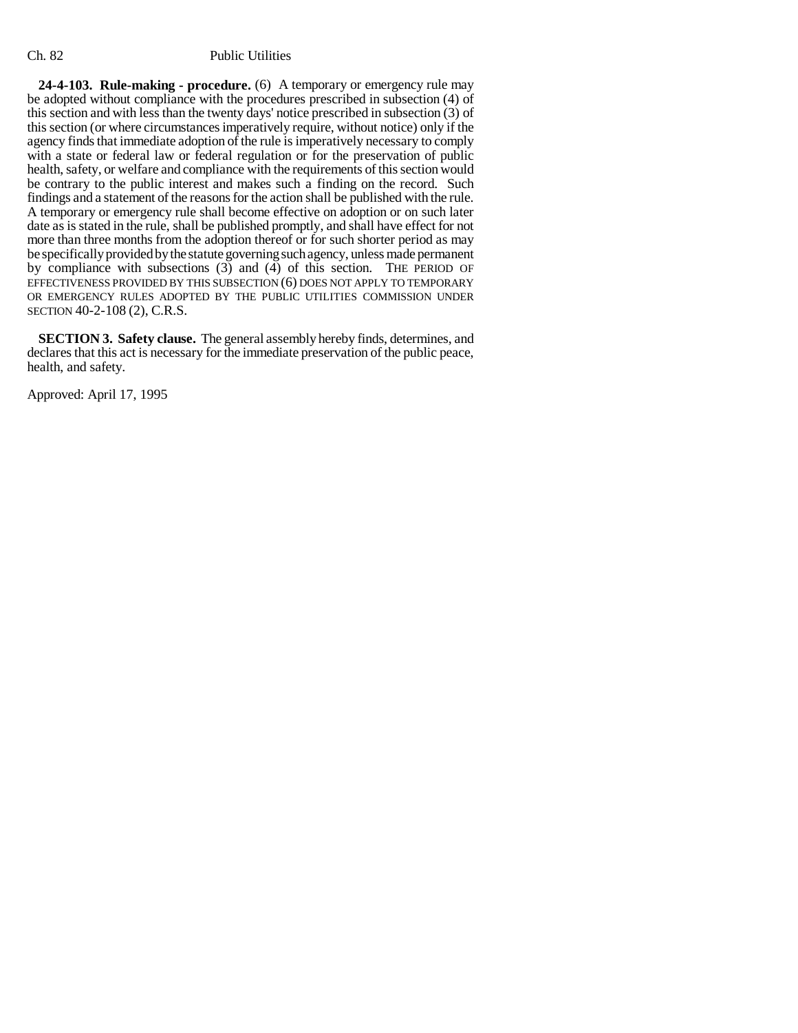**24-4-103. Rule-making - procedure.** (6) A temporary or emergency rule may be adopted without compliance with the procedures prescribed in subsection (4) of this section and with less than the twenty days' notice prescribed in subsection (3) of this section (or where circumstances imperatively require, without notice) only if the agency finds that immediate adoption of the rule is imperatively necessary to comply with a state or federal law or federal regulation or for the preservation of public health, safety, or welfare and compliance with the requirements of this section would be contrary to the public interest and makes such a finding on the record. Such findings and a statement of the reasons for the action shall be published with the rule. A temporary or emergency rule shall become effective on adoption or on such later date as is stated in the rule, shall be published promptly, and shall have effect for not more than three months from the adoption thereof or for such shorter period as may be specifically provided by the statute governing such agency, unless made permanent by compliance with subsections (3) and (4) of this section. THE PERIOD OF EFFECTIVENESS PROVIDED BY THIS SUBSECTION (6) DOES NOT APPLY TO TEMPORARY OR EMERGENCY RULES ADOPTED BY THE PUBLIC UTILITIES COMMISSION UNDER SECTION 40-2-108 (2), C.R.S.

**SECTION 3. Safety clause.** The general assembly hereby finds, determines, and declares that this act is necessary for the immediate preservation of the public peace, health, and safety.

Approved: April 17, 1995